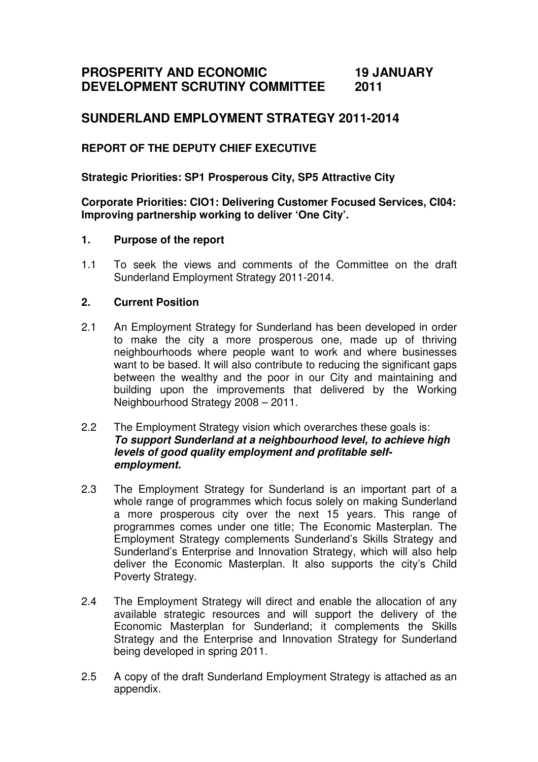**PROSPERITY AND ECONOMIC DEVELOPMENT SCRUTINY COMMITTEE** **19 JANUARY 2011**

## SUNDERLAND EMPLOYMENT STRATEGY 2011-2014

**REPORT OF THE DEPUTY CHIEF EXECUTIVE**

**Strategic Priorities: SP1 Prosperous City, SP5 Attractive City**

**Corporate Priorities: CIO1: Delivering Customer Focused Services, CI04: Improving partnership working to deliver 'One City'.**

### 1. Purpose of the report

1.1 To seek the views and comments of the Committee on the draft Sunderland Employment Strategy 2011-2014.

### 2. Current Position

2.1 An Employment Strategy for Sunderland has been developed in order to make the city a more prosperous one, made up of thriving neighbourhoods where people want to work and where businesses want to be based. It will also contribute to reducing the significant gaps between the wealthy and the poor in our City and maintaining and building upon the improvements that delivered by the Working Neighbourhood Strategy 2008 – 2011.

2.2 The Employment Strategy vision which overarches these goals is:
***To support Sunderland at a neighbourhood level, to achieve high levels of good quality employment and profitable self-employment.***

2.3 The Employment Strategy for Sunderland is an important part of a whole range of programmes which focus solely on making Sunderland a more prosperous city over the next 15 years. This range of programmes comes under one title; The Economic Masterplan. The Employment Strategy complements Sunderland's Skills Strategy and Sunderland's Enterprise and Innovation Strategy, which will also help deliver the Economic Masterplan. It also supports the city's Child Poverty Strategy.

2.4 The Employment Strategy will direct and enable the allocation of any available strategic resources and will support the delivery of the Economic Masterplan for Sunderland; it complements the Skills Strategy and the Enterprise and Innovation Strategy for Sunderland being developed in spring 2011.

2.5 A copy of the draft Sunderland Employment Strategy is attached as an appendix.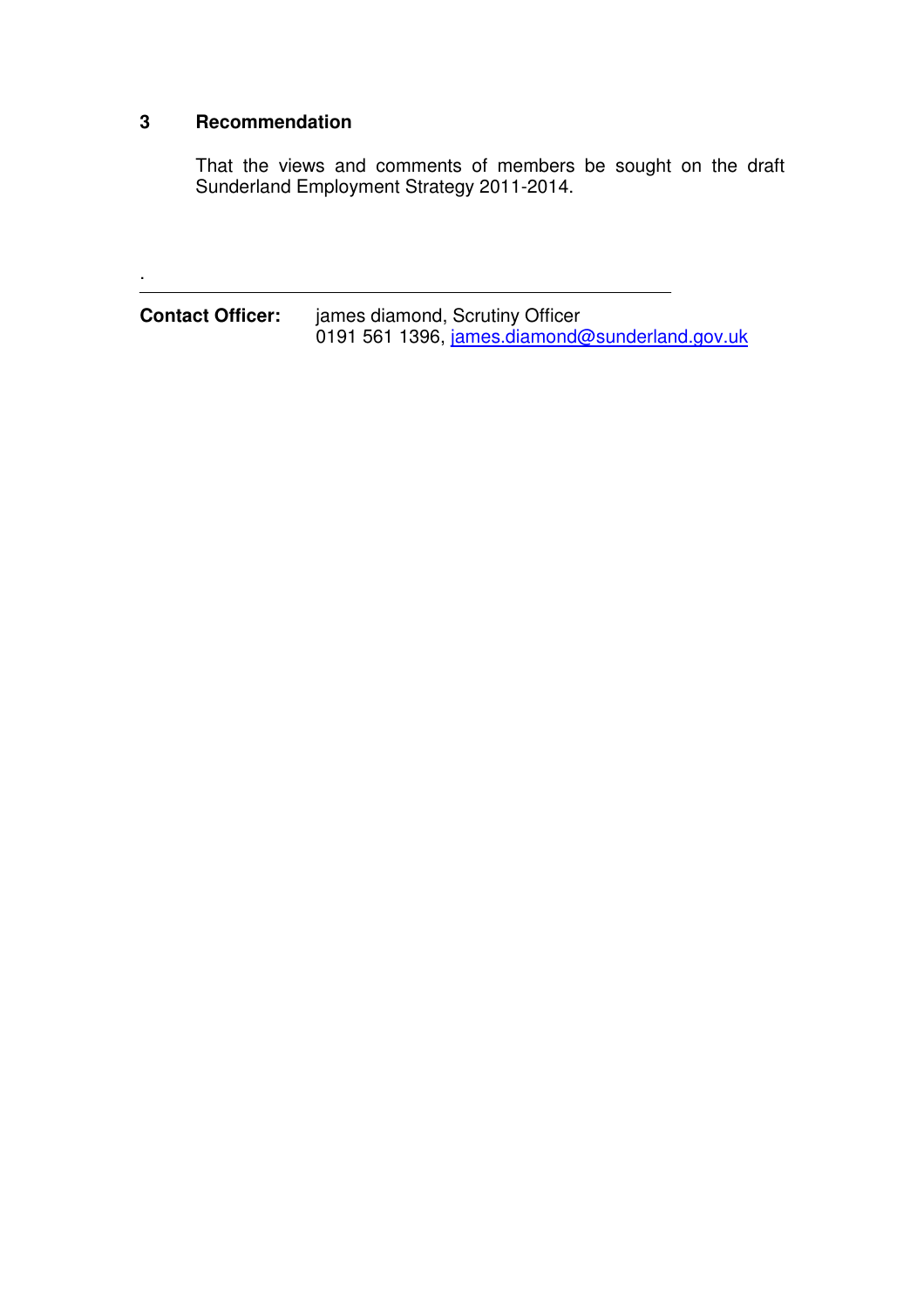## 3 Recommendation

That the views and comments of members be sought on the draft Sunderland Employment Strategy 2011-2014.

.

---

**Contact Officer:** james diamond, Scrutiny Officer
0191 561 1396, james.diamond@sunderland.gov.uk